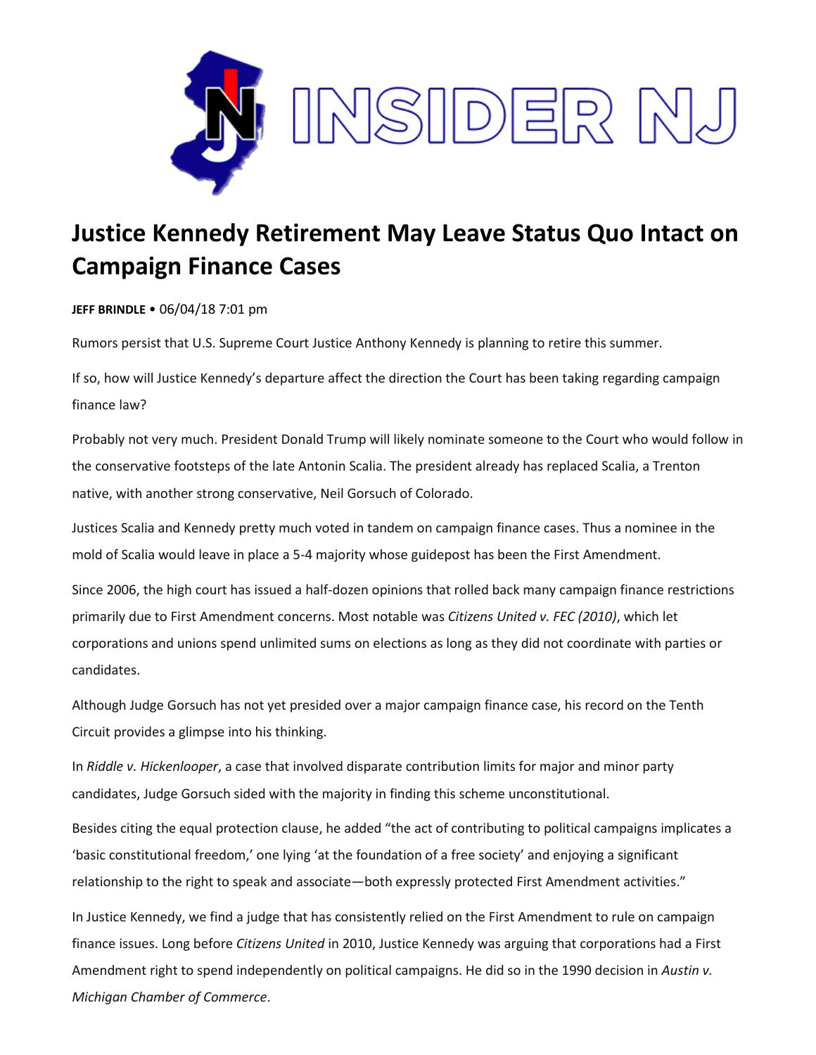# Justice Kennedy Retirement May Leave Status Quo Intact on Campaign Finance Cases

**JEFF BRINDLE** • 06/04/18 7:01 pm

Rumors persist that U.S. Supreme Court Justice Anthony Kennedy is planning to retire this summer.

If so, how will Justice Kennedy's departure affect the direction the Court has been taking regarding campaign finance law?

Probably not very much. President Donald Trump will likely nominate someone to the Court who would follow in the conservative footsteps of the late Antonin Scalia. The president already has replaced Scalia, a Trenton native, with another strong conservative, Neil Gorsuch of Colorado.

Justices Scalia and Kennedy pretty much voted in tandem on campaign finance cases. Thus a nominee in the mold of Scalia would leave in place a 5-4 majority whose guidepost has been the First Amendment.

Since 2006, the high court has issued a half-dozen opinions that rolled back many campaign finance restrictions primarily due to First Amendment concerns. Most notable was *Citizens United v. FEC (2010)*, which let corporations and unions spend unlimited sums on elections as long as they did not coordinate with parties or candidates.

Although Judge Gorsuch has not yet presided over a major campaign finance case, his record on the Tenth Circuit provides a glimpse into his thinking.

In *Riddle v. Hickenlooper*, a case that involved disparate contribution limits for major and minor party candidates, Judge Gorsuch sided with the majority in finding this scheme unconstitutional.

Besides citing the equal protection clause, he added "the act of contributing to political campaigns implicates a 'basic constitutional freedom,' one lying 'at the foundation of a free society' and enjoying a significant relationship to the right to speak and associate—both expressly protected First Amendment activities."

In Justice Kennedy, we find a judge that has consistently relied on the First Amendment to rule on campaign finance issues. Long before *Citizens United* in 2010, Justice Kennedy was arguing that corporations had a First Amendment right to spend independently on political campaigns. He did so in the 1990 decision in *Austin v. Michigan Chamber of Commerce*.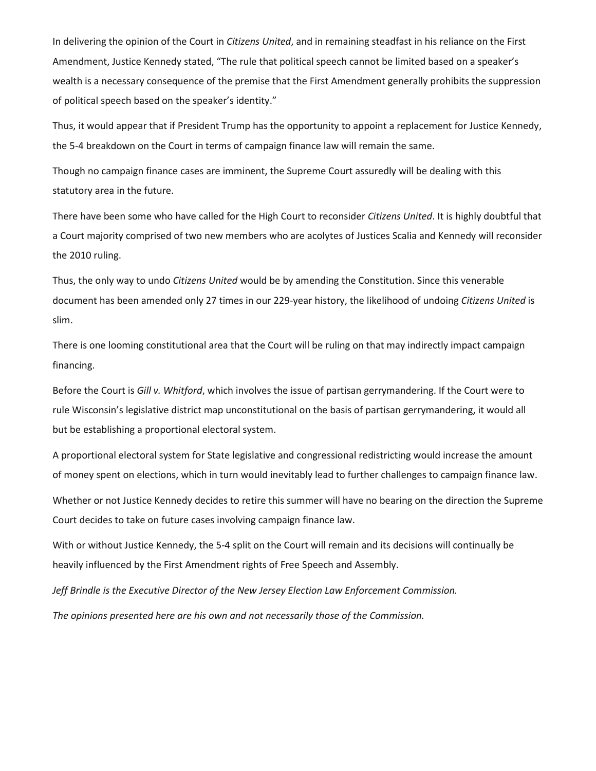In delivering the opinion of the Court in *Citizens United*, and in remaining steadfast in his reliance on the First Amendment, Justice Kennedy stated, "The rule that political speech cannot be limited based on a speaker's wealth is a necessary consequence of the premise that the First Amendment generally prohibits the suppression of political speech based on the speaker's identity."

Thus, it would appear that if President Trump has the opportunity to appoint a replacement for Justice Kennedy, the 5-4 breakdown on the Court in terms of campaign finance law will remain the same.

Though no campaign finance cases are imminent, the Supreme Court assuredly will be dealing with this statutory area in the future.

There have been some who have called for the High Court to reconsider *Citizens United*. It is highly doubtful that a Court majority comprised of two new members who are acolytes of Justices Scalia and Kennedy will reconsider the 2010 ruling.

Thus, the only way to undo *Citizens United* would be by amending the Constitution. Since this venerable document has been amended only 27 times in our 229-year history, the likelihood of undoing *Citizens United* is slim.

There is one looming constitutional area that the Court will be ruling on that may indirectly impact campaign financing.

Before the Court is *Gill v. Whitford*, which involves the issue of partisan gerrymandering. If the Court were to rule Wisconsin's legislative district map unconstitutional on the basis of partisan gerrymandering, it would all but be establishing a proportional electoral system.

A proportional electoral system for State legislative and congressional redistricting would increase the amount of money spent on elections, which in turn would inevitably lead to further challenges to campaign finance law.

Whether or not Justice Kennedy decides to retire this summer will have no bearing on the direction the Supreme Court decides to take on future cases involving campaign finance law.

With or without Justice Kennedy, the 5-4 split on the Court will remain and its decisions will continually be heavily influenced by the First Amendment rights of Free Speech and Assembly.

*Jeff Brindle is the Executive Director of the New Jersey Election Law Enforcement Commission.*

*The opinions presented here are his own and not necessarily those of the Commission.*